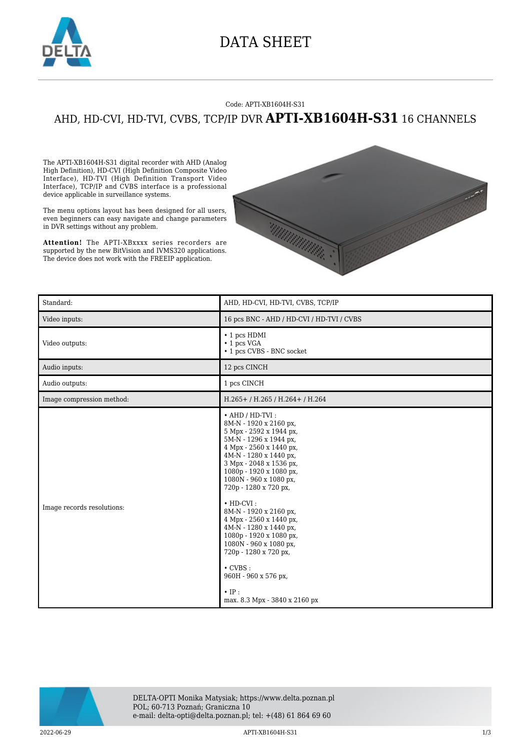# DATA SHEET

Code: APTI-XB1604H-S31

## AHD, HD-CVI, HD-TVI, CVBS, TCP/IP DVR **APTI-XB1604H-S31** 16 CHANNELS

The APTI-XB1604H-S31 digital recorder with AHD (Analog High Definition), HD-CVI (High Definition Composite Video Interface), HD-TVI (High Definition Transport Video Interface), TCP/IP and CVBS interface is a professional device applicable in surveillance systems.

The menu options layout has been designed for all users, even beginners can easy navigate and change parameters in DVR settings without any problem.

**Attention!** The APTI-XBxxxx series recorders are supported by the new BitVision and IVMS320 applications. The device does not work with the FREEIP application.

| | |
|---|---|
| Standard: | AHD, HD-CVI, HD-TVI, CVBS, TCP/IP |
| Video inputs: | 16 pcs BNC - AHD / HD-CVI / HD-TVI / CVBS |
| Video outputs: | • 1 pcs HDMI<br>• 1 pcs VGA<br>• 1 pcs CVBS - BNC socket |
| Audio inputs: | 12 pcs CINCH |
| Audio outputs: | 1 pcs CINCH |
| Image compression method: | H.265+ / H.265 / H.264+ / H.264 |
| Image records resolutions: | • AHD / HD-TVI :<br>8M-N - 1920 x 2160 px,<br>5 Mpx - 2592 x 1944 px,<br>5M-N - 1296 x 1944 px,<br>4 Mpx - 2560 x 1440 px,<br>4M-N - 1280 x 1440 px,<br>3 Mpx - 2048 x 1536 px,<br>1080p - 1920 x 1080 px,<br>1080N - 960 x 1080 px,<br>720p - 1280 x 720 px,<br><br>• HD-CVI :<br>8M-N - 1920 x 2160 px,<br>4 Mpx - 2560 x 1440 px,<br>4M-N - 1280 x 1440 px,<br>1080p - 1920 x 1080 px,<br>1080N - 960 x 1080 px,<br>720p - 1280 x 720 px,<br><br>• CVBS :<br>960H - 960 x 576 px,<br><br>• IP :<br>max. 8.3 Mpx - 3840 x 2160 px |

DELTA-OPTI Monika Matysiak; https://www.delta.poznan.pl
POL; 60-713 Poznań; Graniczna 10
e-mail: delta-opti@delta.poznan.pl; tel: +(48) 61 864 69 60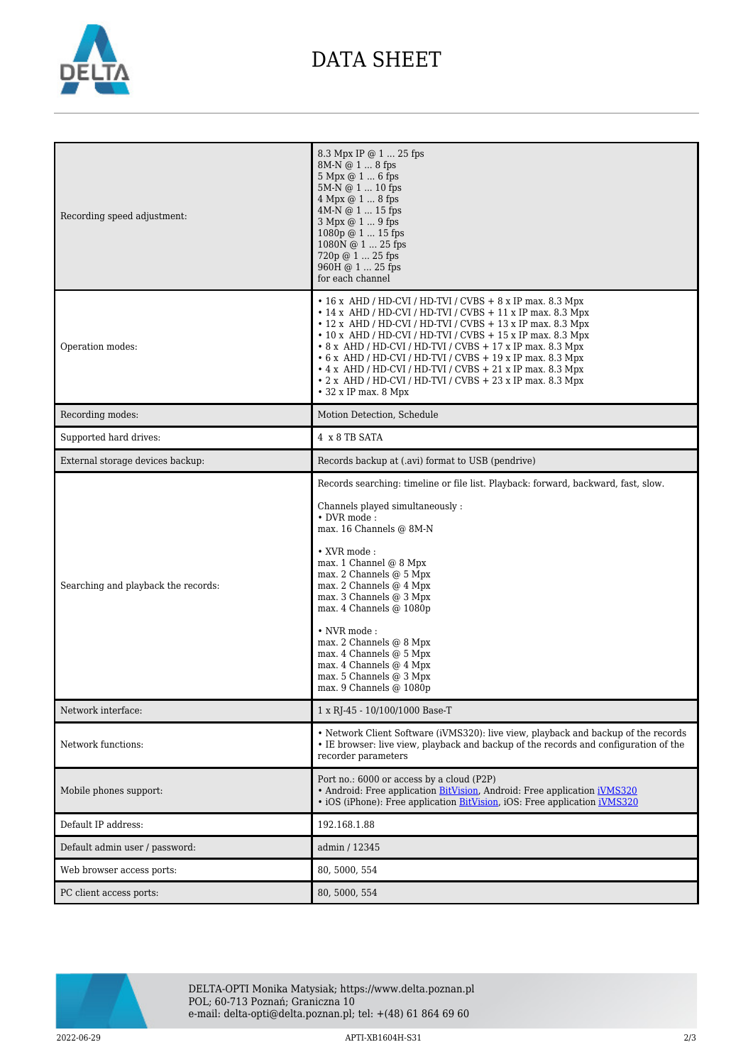# DATA SHEET

| | |
|---|---|
| Recording speed adjustment: | 8.3 Mpx IP @ 1 ... 25 fps<br>8M-N @ 1 ... 8 fps<br>5 Mpx @ 1 ... 6 fps<br>5M-N @ 1 ... 10 fps<br>4 Mpx @ 1 ... 8 fps<br>4M-N @ 1 ... 15 fps<br>3 Mpx @ 1 ... 9 fps<br>1080p @ 1 ... 15 fps<br>1080N @ 1 ... 25 fps<br>720p @ 1 ... 25 fps<br>960H @ 1 ... 25 fps<br>for each channel |
| Operation modes: | • 16 x AHD / HD-CVI / HD-TVI / CVBS + 8 x IP max. 8.3 Mpx<br>• 14 x AHD / HD-CVI / HD-TVI / CVBS + 11 x IP max. 8.3 Mpx<br>• 12 x AHD / HD-CVI / HD-TVI / CVBS + 13 x IP max. 8.3 Mpx<br>• 10 x AHD / HD-CVI / HD-TVI / CVBS + 15 x IP max. 8.3 Mpx<br>• 8 x AHD / HD-CVI / HD-TVI / CVBS + 17 x IP max. 8.3 Mpx<br>• 6 x AHD / HD-CVI / HD-TVI / CVBS + 19 x IP max. 8.3 Mpx<br>• 4 x AHD / HD-CVI / HD-TVI / CVBS + 21 x IP max. 8.3 Mpx<br>• 2 x AHD / HD-CVI / HD-TVI / CVBS + 23 x IP max. 8.3 Mpx<br>• 32 x IP max. 8 Mpx |
| Recording modes: | Motion Detection, Schedule |
| Supported hard drives: | 4 x 8 TB SATA |
| External storage devices backup: | Records backup at (.avi) format to USB (pendrive) |
| Searching and playback the records: | Records searching: timeline or file list. Playback: forward, backward, fast, slow.<br><br>Channels played simultaneously :<br>• DVR mode :<br>max. 16 Channels @ 8M-N<br><br>• XVR mode :<br>max. 1 Channel @ 8 Mpx<br>max. 2 Channels @ 5 Mpx<br>max. 2 Channels @ 4 Mpx<br>max. 3 Channels @ 3 Mpx<br>max. 4 Channels @ 1080p<br><br>• NVR mode :<br>max. 2 Channels @ 8 Mpx<br>max. 4 Channels @ 5 Mpx<br>max. 4 Channels @ 4 Mpx<br>max. 5 Channels @ 3 Mpx<br>max. 9 Channels @ 1080p |
| Network interface: | 1 x RJ-45 - 10/100/1000 Base-T |
| Network functions: | • Network Client Software (iVMS320): live view, playback and backup of the records<br>• IE browser: live view, playback and backup of the records and configuration of the recorder parameters |
| Mobile phones support: | Port no.: 6000 or access by a cloud (P2P)<br>• Android: Free application BitVision, Android: Free application iVMS320<br>• iOS (iPhone): Free application BitVision, iOS: Free application iVMS320 |
| Default IP address: | 192.168.1.88 |
| Default admin user / password: | admin / 12345 |
| Web browser access ports: | 80, 5000, 554 |
| PC client access ports: | 80, 5000, 554 |

DELTA-OPTI Monika Matysiak; https://www.delta.poznan.pl
POL; 60-713 Poznań; Graniczna 10
e-mail: delta-opti@delta.poznan.pl; tel: +(48) 61 864 69 60

2022-06-29 APTI-XB1604H-S31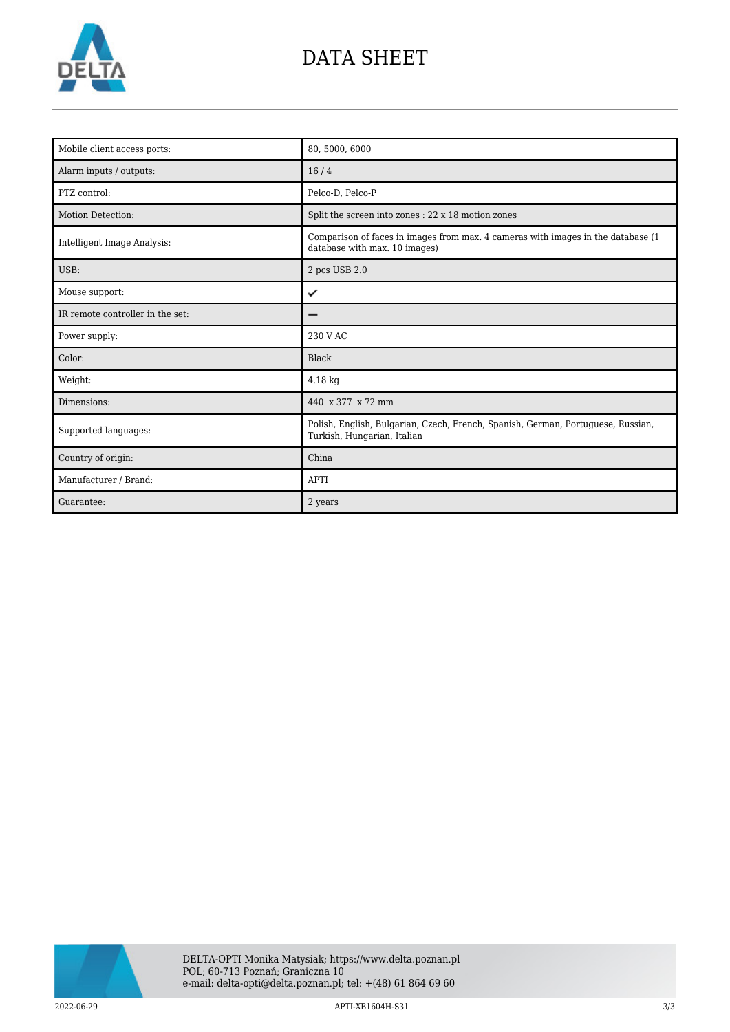# DATA SHEET

| | |
|---|---|
| Mobile client access ports: | 80, 5000, 6000 |
| Alarm inputs / outputs: | 16 / 4 |
| PTZ control: | Pelco-D, Pelco-P |
| Motion Detection: | Split the screen into zones : 22 x 18 motion zones |
| Intelligent Image Analysis: | Comparison of faces in images from max. 4 cameras with images in the database (1 database with max. 10 images) |
| USB: | 2 pcs USB 2.0 |
| Mouse support: | ✔ |
| IR remote controller in the set: | – |
| Power supply: | 230 V AC |
| Color: | Black |
| Weight: | 4.18 kg |
| Dimensions: | 440 x 377 x 72 mm |
| Supported languages: | Polish, English, Bulgarian, Czech, French, Spanish, German, Portuguese, Russian, Turkish, Hungarian, Italian |
| Country of origin: | China |
| Manufacturer / Brand: | APTI |
| Guarantee: | 2 years |

DELTA-OPTI Monika Matysiak; https://www.delta.poznan.pl
POL; 60-713 Poznań; Graniczna 10
e-mail: delta-opti@delta.poznan.pl; tel: +(48) 61 864 69 60

2022-06-29 APTI-XB1604H-S31